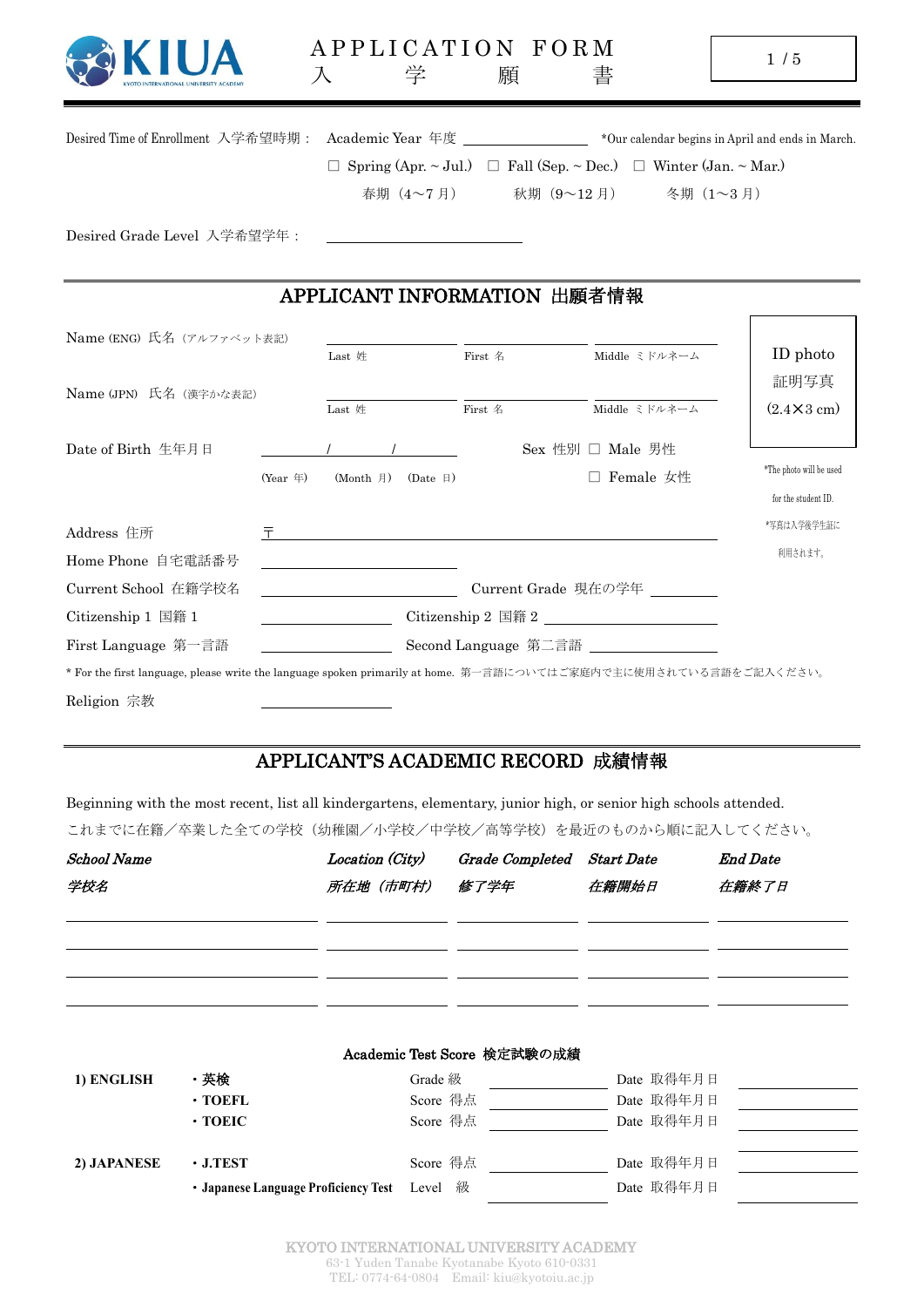# APPLICATION FORM 入学願書

Desired Time of Enrollment 入学希望時期： Academic Year 年度 ______________ *Our calendar begins in April and ends in March.

☐ Spring (Apr. ~ Jul.) 春期（4〜7 月） ☐ Fall (Sep. ~ Dec.) 秋期（9〜12 月） ☐ Winter (Jan. ~ Mar.) 冬期（1〜3 月）

Desired Grade Level 入学希望学年： ______________

## APPLICANT INFORMATION 出願者情報

Name (ENG) 氏名（アルファベット表記） ______ Last 姓 ______ First 名 ______ Middle ミドルネーム

Name (JPN) 氏名（漢字かな表記） ______ Last 姓 ______ First 名 ______ Middle ミドルネーム

ID photo 証明写真 (2.4×3 cm)

*The photo will be used for the student ID.
*写真は入学後学生証に利用されます。

Date of Birth 生年月日 ______ / ______ / ______ (Year 年) (Month 月) (Date 日)

Sex 性別 ☐ Male 男性 ☐ Female 女性

Address 住所 〒 ______________

Home Phone 自宅電話番号 ______________

Current School 在籍学校名 ______________ Current Grade 現在の学年 ______

Citizenship 1 国籍 1 ______________ Citizenship 2 国籍 2 ______________

First Language 第一言語 ______________ Second Language 第二言語 ______________

* For the first language, please write the language spoken primarily at home. 第一言語についてはご家庭内で主に使用されている言語をご記入ください。

Religion 宗教 ______________

## APPLICANT'S ACADEMIC RECORD 成績情報

Beginning with the most recent, list all kindergartens, elementary, junior high, or senior high schools attended.
これまでに在籍／卒業した全ての学校（幼稚園／小学校／中学校／高等学校）を最近のものから順に記入してください。

| *School Name 学校名* | *Location (City) 所在地（市町村）* | *Grade Completed 修了学年* | *Start Date 在籍開始日* | *End Date 在籍終了日* |
|---|---|---|---|---|
| | | | | |
| | | | | |
| | | | | |
| | | | | |

### Academic Test Score 検定試験の成績

| | | | | | |
|---|---|---|---|---|---|
| **1) ENGLISH** | **・英検** | Grade 級 | | Date 取得年月日 | |
| | **・TOEFL** | Score 得点 | | Date 取得年月日 | |
| | **・TOEIC** | Score 得点 | | Date 取得年月日 | |
| **2) JAPANESE** | **・J.TEST** | Score 得点 | | Date 取得年月日 | |
| | **・Japanese Language Proficiency Test** | Level 級 | | Date 取得年月日 | |

KYOTO INTERNATIONAL UNIVERSITY ACADEMY
63-1 Yuden Tanabe Kyotanabe Kyoto 610-0331
TEL: 0774-64-0804 Email: kiu@kyotoiu.ac.jp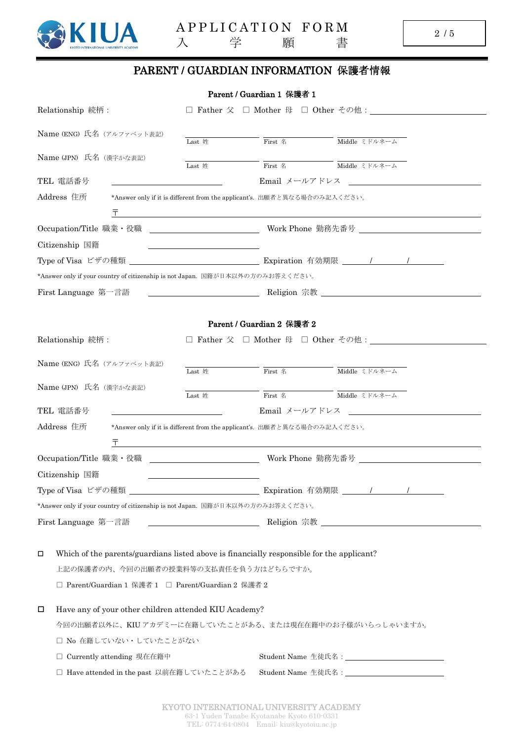# APPLICATION FORM
# 入　学　願　書

## PARENT / GUARDIAN INFORMATION 保護者情報

### Parent / Guardian 1 保護者 1

Relationship 続柄 : ☐ Father 父 ☐ Mother 母 ☐ Other その他 : ____________________

Name (ENG) 氏名 (アルファベット表記) ____________ ____________ ____________
Last 姓 / First 名 / Middle ミドルネーム

Name (JPN) 氏名 (漢字かな表記) ____________ ____________ ____________
Last 姓 / First 名 / Middle ミドルネーム

TEL 電話番号 ____________________ Email メールアドレス ____________________

Address 住所 *Answer only if it is different from the applicant's. 出願者と異なる場合のみ記入ください。

〒 ________________________________________

Occupation/Title 職業・役職 ____________________ Work Phone 勤務先番号 ____________________

Citizenship 国籍 ____________________

Type of Visa ビザの種類 ____________________ Expiration 有効期限 ______ / ______ / ______

*Answer only if your country of citizenship is not Japan. 国籍が日本以外の方のみお答えください。

First Language 第一言語 ____________________ Religion 宗教 ____________________

### Parent / Guardian 2 保護者 2

Relationship 続柄 : ☐ Father 父 ☐ Mother 母 ☐ Other その他 : ____________________

Name (ENG) 氏名 (アルファベット表記) ____________ ____________ ____________
Last 姓 / First 名 / Middle ミドルネーム

Name (JPN) 氏名 (漢字かな表記) ____________ ____________ ____________
Last 姓 / First 名 / Middle ミドルネーム

TEL 電話番号 ____________________ Email メールアドレス ____________________

Address 住所 *Answer only if it is different from the applicant's. 出願者と異なる場合のみ記入ください。

〒 ________________________________________

Occupation/Title 職業・役職 ____________________ Work Phone 勤務先番号 ____________________

Citizenship 国籍 ____________________

Type of Visa ビザの種類 ____________________ Expiration 有効期限 ______ / ______ / ______

*Answer only if your country of citizenship is not Japan. 国籍が日本以外の方のみお答えください。

First Language 第一言語 ____________________ Religion 宗教 ____________________

---

☐ Which of the parents/guardians listed above is financially responsible for the applicant?

上記の保護者の内、今回の出願者の授業料等の支払責任を負う方はどちらですか。

☐ Parent/Guardian 1 保護者 1 ☐ Parent/Guardian 2 保護者 2

☐ Have any of your other children attended KIU Academy?

今回の出願者以外に、KIU アカデミーに在籍していたことがある、または現在在籍中のお子様がいらっしゃいますか。

☐ No 在籍していない・していたことがない

☐ Currently attending 現在在籍中 Student Name 生徒氏名 : ____________________

☐ Have attended in the past 以前在籍していたことがある Student Name 生徒氏名 : ____________________

KYOTO INTERNATIONAL UNIVERSITY ACADEMY
63-1 Yuden Tanabe Kyotanabe Kyoto 610-0331
TEL: 0774-64-0804 Email: kiu@kyotoiu.ac.jp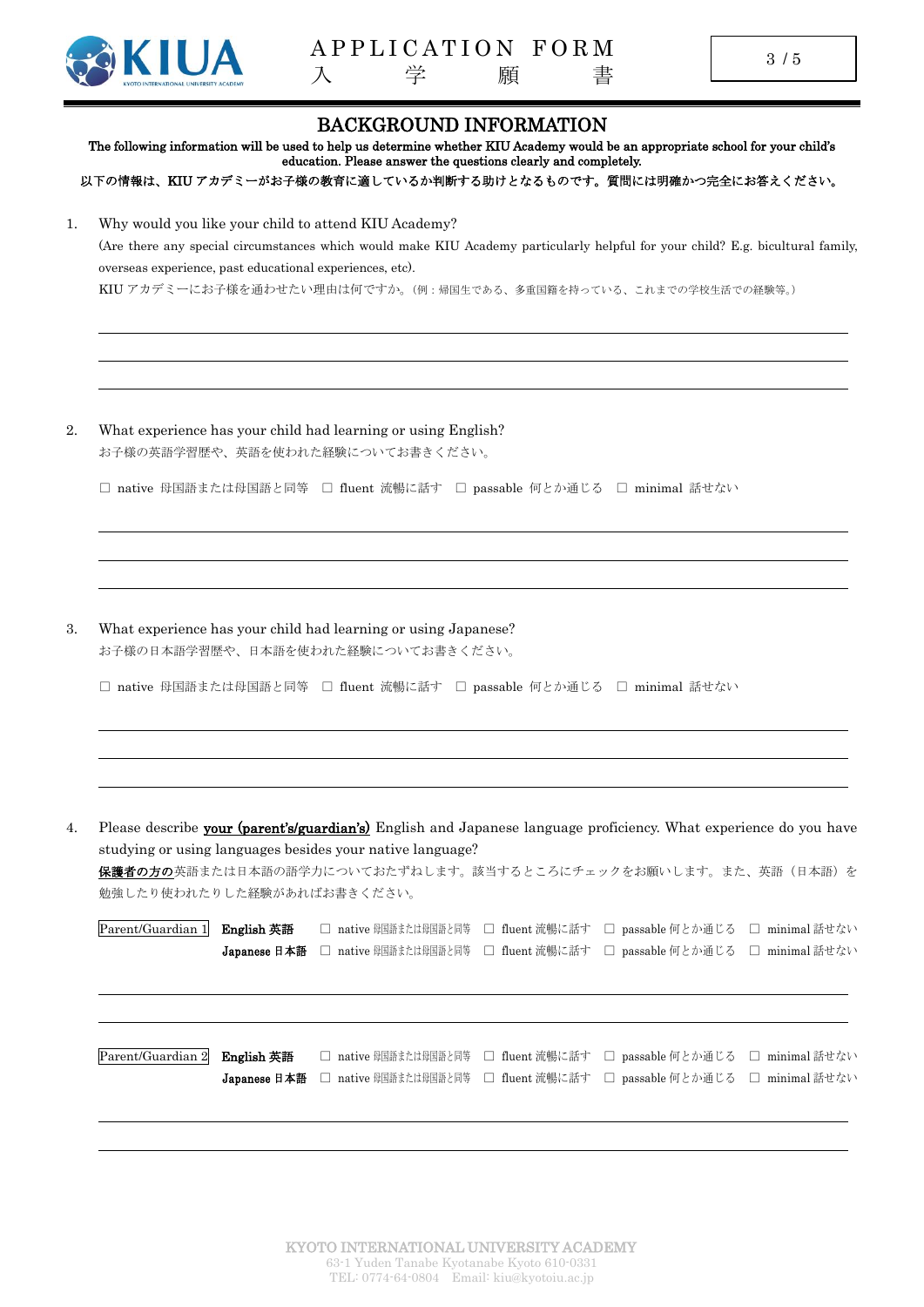# APPLICATION FORM
# 入　　学　　願　　書

## BACKGROUND INFORMATION

**The following information will be used to help us determine whether KIU Academy would be an appropriate school for your child's education. Please answer the questions clearly and completely.**

**以下の情報は、KIU アカデミーがお子様の教育に適しているか判断する助けとなるものです。質問には明確かつ完全にお答えください。**

1. Why would you like your child to attend KIU Academy?
   (Are there any special circumstances which would make KIU Academy particularly helpful for your child? E.g. bicultural family, overseas experience, past educational experiences, etc).
   KIU アカデミーにお子様を通わせたい理由は何ですか。（例：帰国生である、多重国籍を持っている、これまでの学校生活での経験等。）

   ______________________________________________

   ______________________________________________

   ______________________________________________

2. What experience has your child had learning or using English?
   お子様の英語学習歴や、英語を使われた経験についてお書きください。

   ☐ native 母国語または母国語と同等　☐ fluent 流暢に話す　☐ passable 何とか通じる　☐ minimal 話せない

   ______________________________________________

   ______________________________________________

   ______________________________________________

3. What experience has your child had learning or using Japanese?
   お子様の日本語学習歴や、日本語を使われた経験についてお書きください。

   ☐ native 母国語または母国語と同等　☐ fluent 流暢に話す　☐ passable 何とか通じる　☐ minimal 話せない

   ______________________________________________

   ______________________________________________

   ______________________________________________

4. Please describe **your (parent's/guardian's)** English and Japanese language proficiency. What experience do you have studying or using languages besides your native language?
   **保護者の方の**英語または日本語の語学力についておたずねします。該当するところにチェックをお願いします。また、英語（日本語）を勉強したり使われたりした経験があればお書きください。

   Parent/Guardian 1
   **English 英語**　☐ native 母国語または母国語と同等　☐ fluent 流暢に話す　☐ passable 何とか通じる　☐ minimal 話せない
   **Japanese 日本語**　☐ native 母国語または母国語と同等　☐ fluent 流暢に話す　☐ passable 何とか通じる　☐ minimal 話せない

   ______________________________________________

   ______________________________________________

   Parent/Guardian 2
   **English 英語**　☐ native 母国語または母国語と同等　☐ fluent 流暢に話す　☐ passable 何とか通じる　☐ minimal 話せない
   **Japanese 日本語**　☐ native 母国語または母国語と同等　☐ fluent 流暢に話す　☐ passable 何とか通じる　☐ minimal 話せない

   ______________________________________________

   ______________________________________________

KYOTO INTERNATIONAL UNIVERSITY ACADEMY
63-1 Yuden Tanabe Kyotanabe Kyoto 610-0331
TEL: 0774-64-0804　Email: kiu@kyotoiu.ac.jp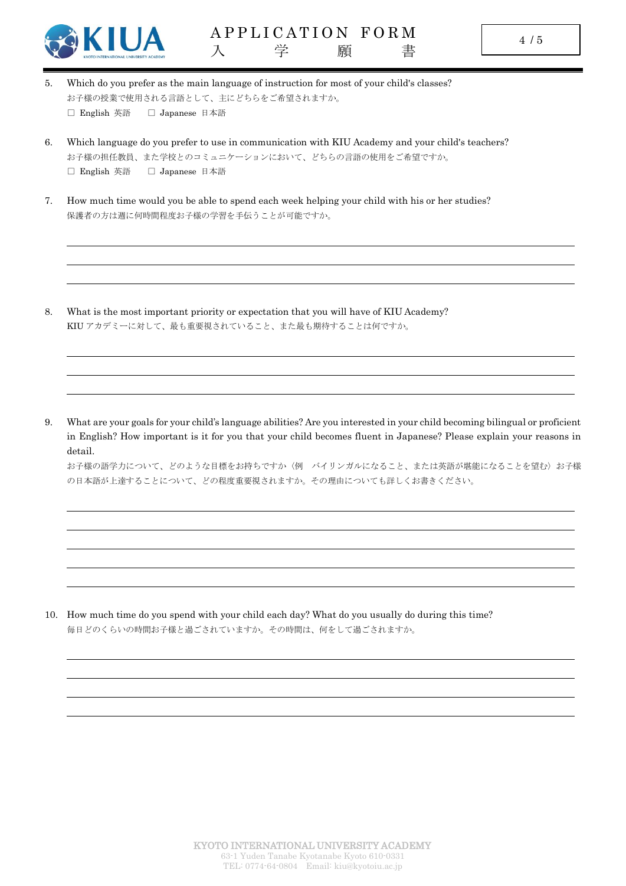5. Which do you prefer as the main language of instruction for most of your child's classes?
   お子様の授業で使用される言語として、主にどちらをご希望されますか。
   ☐ English 英語　☐ Japanese 日本語

6. Which language do you prefer to use in communication with KIU Academy and your child's teachers?
   お子様の担任教員、また学校とのコミュニケーションにおいて、どちらの言語の使用をご希望ですか。
   ☐ English 英語　☐ Japanese 日本語

7. How much time would you be able to spend each week helping your child with his or her studies?
   保護者の方は週に何時間程度お子様の学習を手伝うことが可能ですか。

8. What is the most important priority or expectation that you will have of KIU Academy?
   KIU アカデミーに対して、最も重要視されていること、また最も期待することは何ですか。

9. What are your goals for your child's language abilities? Are you interested in your child becoming bilingual or proficient in English? How important is it for you that your child becomes fluent in Japanese? Please explain your reasons in detail.
   お子様の語学力について、どのような目標をお持ちですか〈例　バイリンガルになること、または英語が堪能になることを望む〉お子様の日本語が上達することについて、どの程度重要視されますか。その理由についても詳しくお書きください。

10. How much time do you spend with your child each day? What do you usually do during this time?
    毎日どのくらいの時間お子様と過ごされていますか。その時間は、何をして過ごされますか。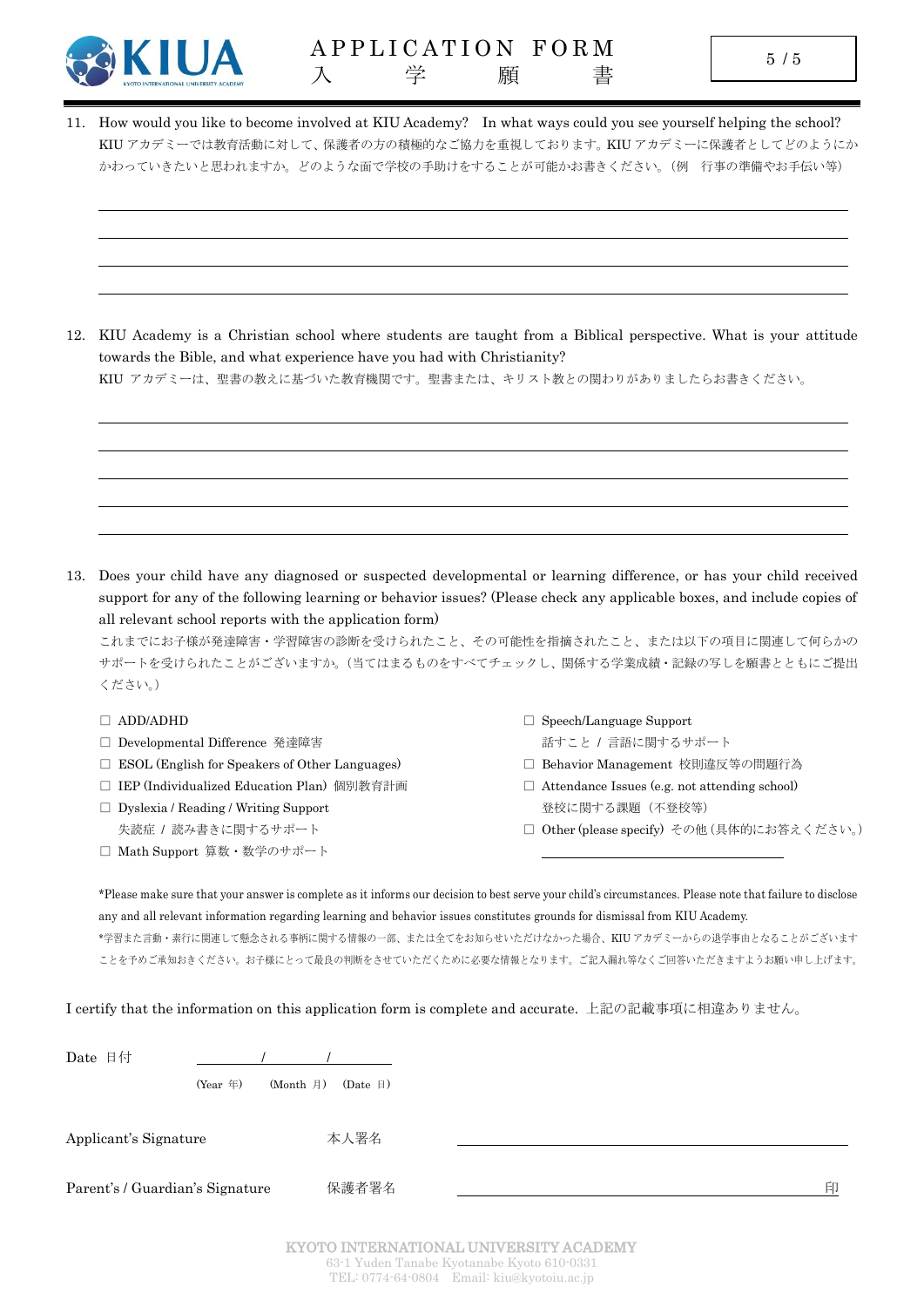# APPLICATION FORM
# 入　学　願　書

11. How would you like to become involved at KIU Academy?　In what ways could you see yourself helping the school?
KIU アカデミーでは教育活動に対して、保護者の方の積極的なご協力を重視しております。KIU アカデミーに保護者としてどのようにかかわっていきたいと思われますか。どのような面で学校の手助けをすることが可能かお書きください。（例　行事の準備やお手伝い等）

\_\_\_\_\_\_\_\_\_\_\_\_\_\_\_\_\_\_\_\_\_\_\_\_\_\_\_\_\_\_\_\_\_\_\_\_\_\_\_\_\_\_\_\_

\_\_\_\_\_\_\_\_\_\_\_\_\_\_\_\_\_\_\_\_\_\_\_\_\_\_\_\_\_\_\_\_\_\_\_\_\_\_\_\_\_\_\_\_

\_\_\_\_\_\_\_\_\_\_\_\_\_\_\_\_\_\_\_\_\_\_\_\_\_\_\_\_\_\_\_\_\_\_\_\_\_\_\_\_\_\_\_\_

\_\_\_\_\_\_\_\_\_\_\_\_\_\_\_\_\_\_\_\_\_\_\_\_\_\_\_\_\_\_\_\_\_\_\_\_\_\_\_\_\_\_\_\_

12. KIU Academy is a Christian school where students are taught from a Biblical perspective. What is your attitude towards the Bible, and what experience have you had with Christianity?
KIU アカデミーは、聖書の教えに基づいた教育機関です。聖書または、キリスト教との関わりがありましたらお書きください。

\_\_\_\_\_\_\_\_\_\_\_\_\_\_\_\_\_\_\_\_\_\_\_\_\_\_\_\_\_\_\_\_\_\_\_\_\_\_\_\_\_\_\_\_

\_\_\_\_\_\_\_\_\_\_\_\_\_\_\_\_\_\_\_\_\_\_\_\_\_\_\_\_\_\_\_\_\_\_\_\_\_\_\_\_\_\_\_\_

\_\_\_\_\_\_\_\_\_\_\_\_\_\_\_\_\_\_\_\_\_\_\_\_\_\_\_\_\_\_\_\_\_\_\_\_\_\_\_\_\_\_\_\_

\_\_\_\_\_\_\_\_\_\_\_\_\_\_\_\_\_\_\_\_\_\_\_\_\_\_\_\_\_\_\_\_\_\_\_\_\_\_\_\_\_\_\_\_

\_\_\_\_\_\_\_\_\_\_\_\_\_\_\_\_\_\_\_\_\_\_\_\_\_\_\_\_\_\_\_\_\_\_\_\_\_\_\_\_\_\_\_\_

13. Does your child have any diagnosed or suspected developmental or learning difference, or has your child received support for any of the following learning or behavior issues? (Please check any applicable boxes, and include copies of all relevant school reports with the application form)
これまでにお子様が発達障害・学習障害の診断を受けられたこと、その可能性を指摘されたこと、または以下の項目に関連して何らかのサポートを受けられたことがございますか。（当てはまるものをすべてチェックし、関係する学業成績・記録の写しを願書とともにご提出ください。）

- ☐ ADD/ADHD
- ☐ Developmental Difference 発達障害
- ☐ ESOL (English for Speakers of Other Languages)
- ☐ IEP (Individualized Education Plan) 個別教育計画
- ☐ Dyslexia / Reading / Writing Support 失読症 / 読み書きに関するサポート
- ☐ Math Support 算数・数学のサポート
- ☐ Speech/Language Support 話すこと / 言語に関するサポート
- ☐ Behavior Management 校則違反等の問題行為
- ☐ Attendance Issues (e.g. not attending school) 登校に関する課題（不登校等）
- ☐ Other (please specify) その他（具体的にお答えください。） \_\_\_\_\_\_\_\_\_\_\_\_\_\_\_\_

*Please make sure that your answer is complete as it informs our decision to best serve your child's circumstances. Please note that failure to disclose any and all relevant information regarding learning and behavior issues constitutes grounds for dismissal from KIU Academy.
*学習また言動・素行に関連して懸念される事柄に関する情報の一部、または全てをお知らせいただけなかった場合、KIU アカデミーからの退学事由となることがございますことを予めご承知おきください。お子様にとって最良の判断をさせていただくために必要な情報となります。ご記入漏れ等なくご回答いただきますようお願い申し上げます。

I certify that the information on this application form is complete and accurate. 上記の記載事項に相違ありません。

Date 日付　\_\_\_\_\_ / \_\_\_\_\_ / \_\_\_\_\_
(Year 年)　(Month 月)　(Date 日)

Applicant's Signature　本人署名　\_\_\_\_\_\_\_\_\_\_\_\_\_\_\_\_\_\_\_\_\_\_\_\_

Parent's / Guardian's Signature　保護者署名　\_\_\_\_\_\_\_\_\_\_\_\_\_\_\_\_\_\_\_\_\_\_\_\_ 印

KYOTO INTERNATIONAL UNIVERSITY ACADEMY
63-1 Yuden Tanabe Kyotanabe Kyoto 610-0331
TEL: 0774-64-0804　Email: kiu@kyotoiu.ac.jp